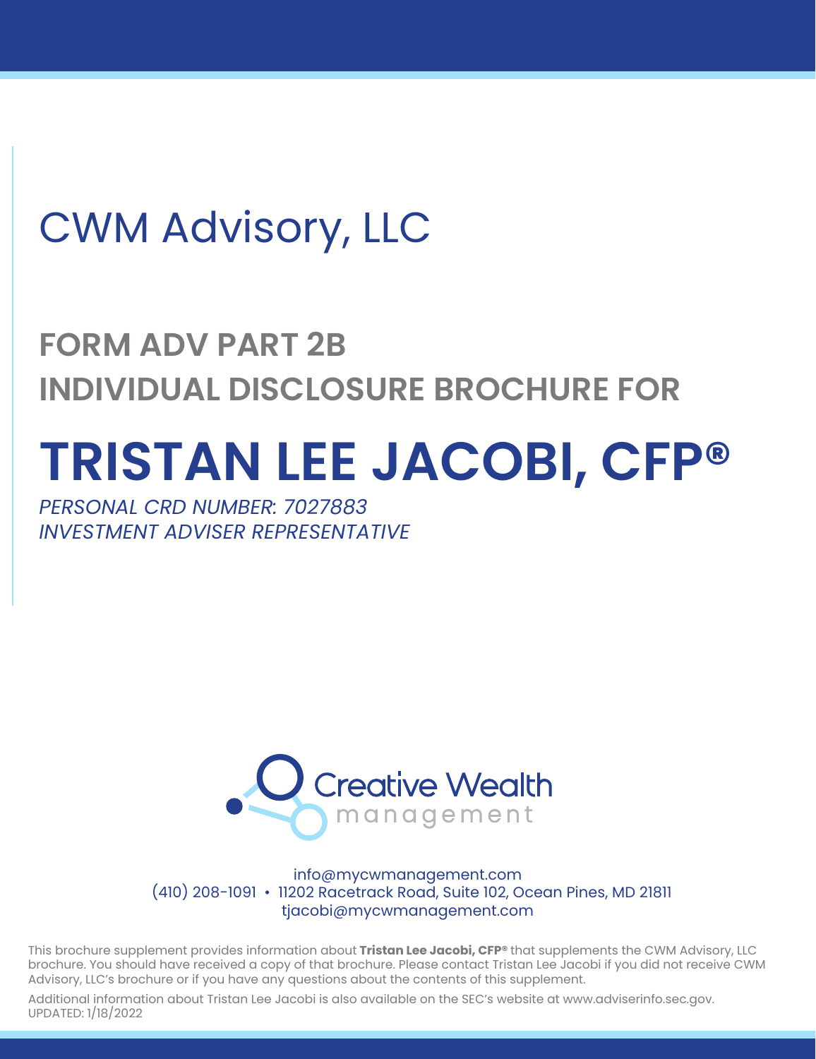# CWM Advisory, LLC

## FORM ADV PART 2B
## INDIVIDUAL DISCLOSURE BROCHURE FOR

# TRISTAN LEE JACOBI, CFP®

*PERSONAL CRD NUMBER: 7027883*
*INVESTMENT ADVISER REPRESENTATIVE*

Creative Wealth management

info@mycwmanagement.com
(410) 208-1091 • 11202 Racetrack Road, Suite 102, Ocean Pines, MD 21811
tjacobi@mycwmanagement.com

This brochure supplement provides information about **Tristan Lee Jacobi, CFP®** that supplements the CWM Advisory, LLC brochure. You should have received a copy of that brochure. Please contact Tristan Lee Jacobi if you did not receive CWM Advisory, LLC's brochure or if you have any questions about the contents of this supplement.

Additional information about Tristan Lee Jacobi is also available on the SEC's website at www.adviserinfo.sec.gov.
UPDATED: 1/18/2022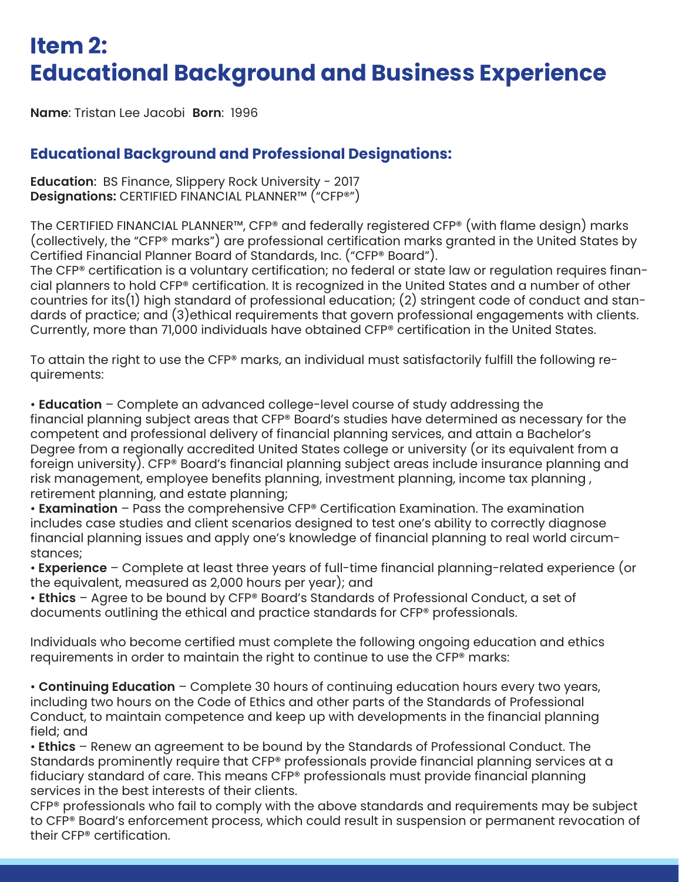# Item 2:
# Educational Background and Business Experience

**Name**: Tristan Lee Jacobi **Born**: 1996

## Educational Background and Professional Designations:

**Education**: BS Finance, Slippery Rock University - 2017
**Designations:** CERTIFIED FINANCIAL PLANNER™ ("CFP®")

The CERTIFIED FINANCIAL PLANNER™, CFP® and federally registered CFP® (with flame design) marks (collectively, the "CFP® marks") are professional certification marks granted in the United States by Certified Financial Planner Board of Standards, Inc. ("CFP® Board").
The CFP® certification is a voluntary certification; no federal or state law or regulation requires financial planners to hold CFP® certification. It is recognized in the United States and a number of other countries for its(1) high standard of professional education; (2) stringent code of conduct and standards of practice; and (3)ethical requirements that govern professional engagements with clients. Currently, more than 71,000 individuals have obtained CFP® certification in the United States.

To attain the right to use the CFP® marks, an individual must satisfactorily fulfill the following requirements:

- **Education** – Complete an advanced college-level course of study addressing the financial planning subject areas that CFP® Board's studies have determined as necessary for the competent and professional delivery of financial planning services, and attain a Bachelor's Degree from a regionally accredited United States college or university (or its equivalent from a foreign university). CFP® Board's financial planning subject areas include insurance planning and risk management, employee benefits planning, investment planning, income tax planning , retirement planning, and estate planning;
- **Examination** – Pass the comprehensive CFP® Certification Examination. The examination includes case studies and client scenarios designed to test one's ability to correctly diagnose financial planning issues and apply one's knowledge of financial planning to real world circumstances;
- **Experience** – Complete at least three years of full-time financial planning-related experience (or the equivalent, measured as 2,000 hours per year); and
- **Ethics** – Agree to be bound by CFP® Board's Standards of Professional Conduct, a set of documents outlining the ethical and practice standards for CFP® professionals.

Individuals who become certified must complete the following ongoing education and ethics requirements in order to maintain the right to continue to use the CFP® marks:

- **Continuing Education** – Complete 30 hours of continuing education hours every two years, including two hours on the Code of Ethics and other parts of the Standards of Professional Conduct, to maintain competence and keep up with developments in the financial planning field; and
- **Ethics** – Renew an agreement to be bound by the Standards of Professional Conduct. The Standards prominently require that CFP® professionals provide financial planning services at a fiduciary standard of care. This means CFP® professionals must provide financial planning services in the best interests of their clients.

CFP® professionals who fail to comply with the above standards and requirements may be subject to CFP® Board's enforcement process, which could result in suspension or permanent revocation of their CFP® certification.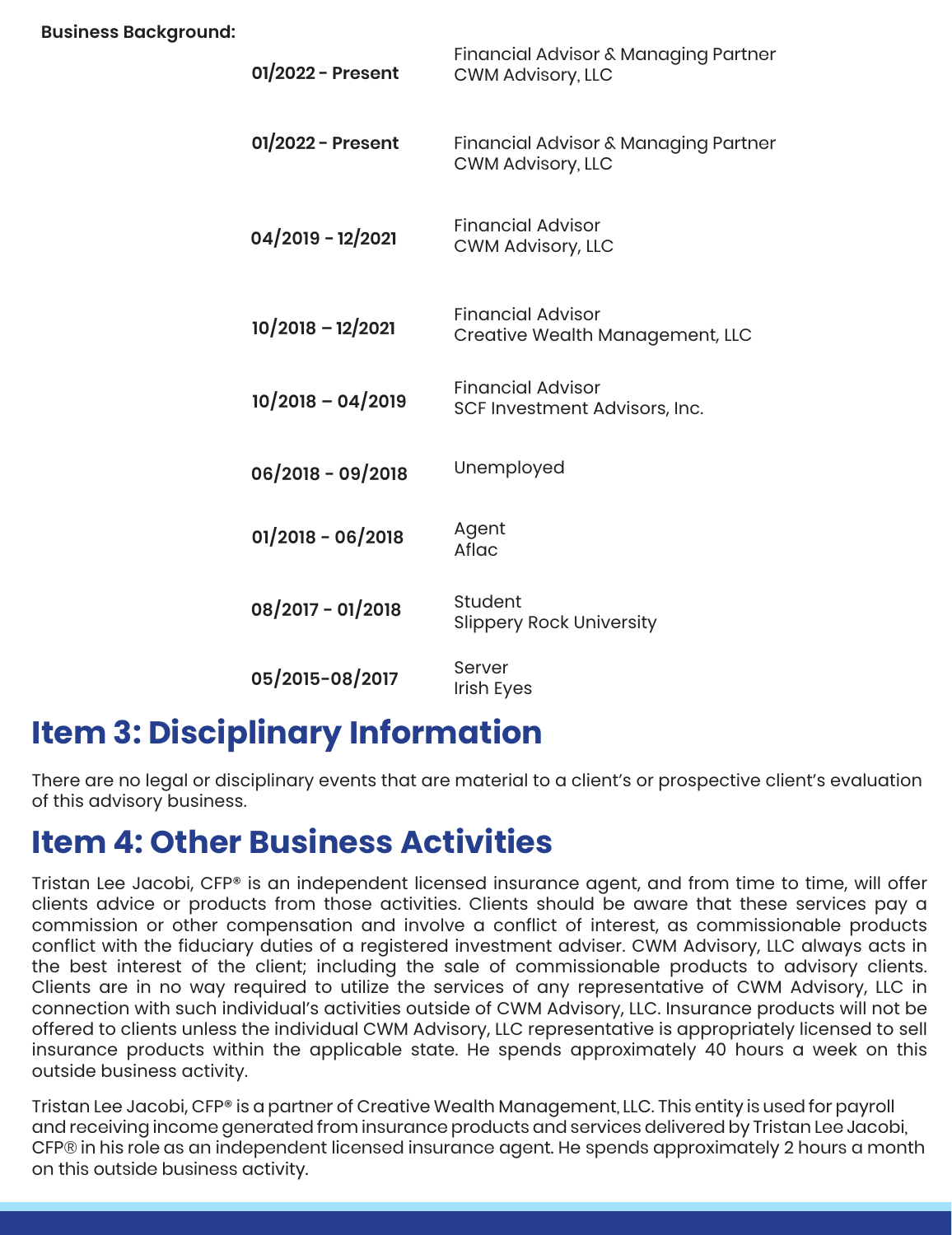**Business Background:**

| | |
|---|---|
| **01/2022 - Present** | Financial Advisor & Managing Partner<br>CWM Advisory, LLC |
| **01/2022 - Present** | Financial Advisor & Managing Partner<br>CWM Advisory, LLC |
| **04/2019 - 12/2021** | Financial Advisor<br>CWM Advisory, LLC |
| **10/2018 – 12/2021** | Financial Advisor<br>Creative Wealth Management, LLC |
| **10/2018 – 04/2019** | Financial Advisor<br>SCF Investment Advisors, Inc. |
| **06/2018 - 09/2018** | Unemployed |
| **01/2018 - 06/2018** | Agent<br>Aflac |
| **08/2017 - 01/2018** | Student<br>Slippery Rock University |
| **05/2015-08/2017** | Server<br>Irish Eyes |

# Item 3: Disciplinary Information

There are no legal or disciplinary events that are material to a client's or prospective client's evaluation of this advisory business.

# Item 4: Other Business Activities

Tristan Lee Jacobi, CFP® is an independent licensed insurance agent, and from time to time, will offer clients advice or products from those activities. Clients should be aware that these services pay a commission or other compensation and involve a conflict of interest, as commissionable products conflict with the fiduciary duties of a registered investment adviser. CWM Advisory, LLC always acts in the best interest of the client; including the sale of commissionable products to advisory clients. Clients are in no way required to utilize the services of any representative of CWM Advisory, LLC in connection with such individual's activities outside of CWM Advisory, LLC. Insurance products will not be offered to clients unless the individual CWM Advisory, LLC representative is appropriately licensed to sell insurance products within the applicable state. He spends approximately 40 hours a week on this outside business activity.

Tristan Lee Jacobi, CFP® is a partner of Creative Wealth Management, LLC. This entity is used for payroll and receiving income generated from insurance products and services delivered by Tristan Lee Jacobi, CFP® in his role as an independent licensed insurance agent. He spends approximately 2 hours a month on this outside business activity.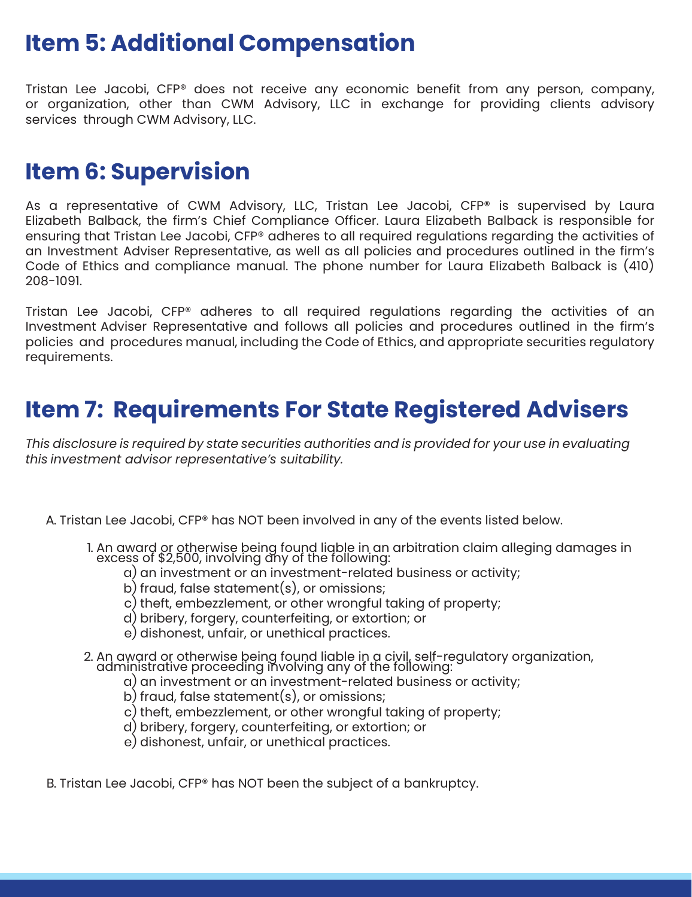# Item 5: Additional Compensation

Tristan Lee Jacobi, CFP® does not receive any economic benefit from any person, company, or organization, other than CWM Advisory, LLC in exchange for providing clients advisory services through CWM Advisory, LLC.

# Item 6: Supervision

As a representative of CWM Advisory, LLC, Tristan Lee Jacobi, CFP® is supervised by Laura Elizabeth Balback, the firm's Chief Compliance Officer. Laura Elizabeth Balback is responsible for ensuring that Tristan Lee Jacobi, CFP® adheres to all required regulations regarding the activities of an Investment Adviser Representative, as well as all policies and procedures outlined in the firm's Code of Ethics and compliance manual. The phone number for Laura Elizabeth Balback is (410) 208-1091.

Tristan Lee Jacobi, CFP® adheres to all required regulations regarding the activities of an Investment Adviser Representative and follows all policies and procedures outlined in the firm's policies and procedures manual, including the Code of Ethics, and appropriate securities regulatory requirements.

# Item 7: Requirements For State Registered Advisers

*This disclosure is required by state securities authorities and is provided for your use in evaluating this investment advisor representative's suitability.*

A. Tristan Lee Jacobi, CFP® has NOT been involved in any of the events listed below.

1. An award or otherwise being found liable in an arbitration claim alleging damages in excess of $2,500, involving any of the following:
   a) an investment or an investment-related business or activity;
   b) fraud, false statement(s), or omissions;
   c) theft, embezzlement, or other wrongful taking of property;
   d) bribery, forgery, counterfeiting, or extortion; or
   e) dishonest, unfair, or unethical practices.
2. An award or otherwise being found liable in a civil, self-regulatory organization, administrative proceeding involving any of the following:
   a) an investment or an investment-related business or activity;
   b) fraud, false statement(s), or omissions;
   c) theft, embezzlement, or other wrongful taking of property;
   d) bribery, forgery, counterfeiting, or extortion; or
   e) dishonest, unfair, or unethical practices.

B. Tristan Lee Jacobi, CFP® has NOT been the subject of a bankruptcy.